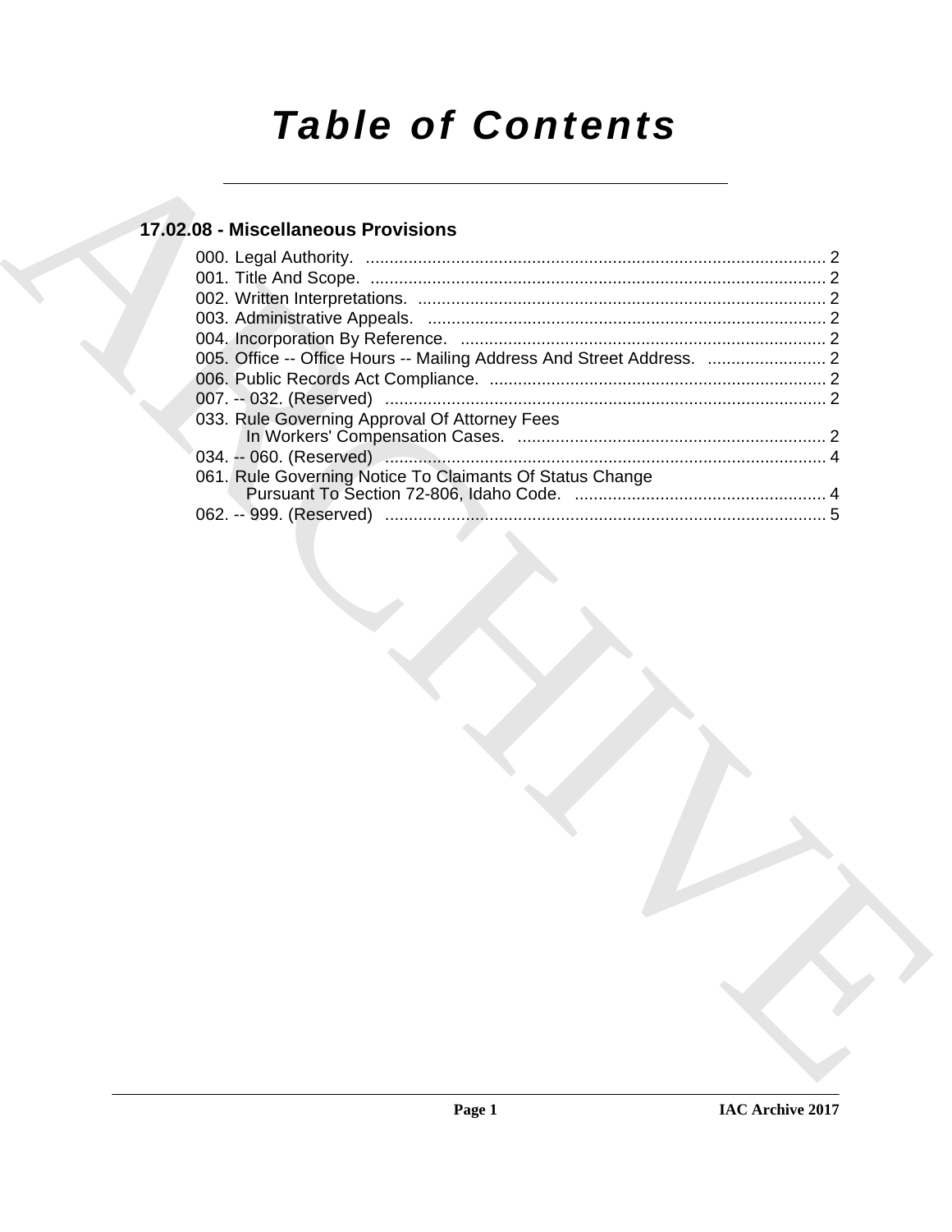# Table of Contents

## 17.02.08 - Miscellaneous Provisions

000. Legal Authority. ..... 2
001. Title And Scope. ..... 2
002. Written Interpretations. ..... 2
003. Administrative Appeals. ..... 2
004. Incorporation By Reference. ..... 2
005. Office -- Office Hours -- Mailing Address And Street Address. ..... 2
006. Public Records Act Compliance. ..... 2
007. -- 032. (Reserved) ..... 2
033. Rule Governing Approval Of Attorney Fees In Workers' Compensation Cases. ..... 2
034. -- 060. (Reserved) ..... 4
061. Rule Governing Notice To Claimants Of Status Change Pursuant To Section 72-806, Idaho Code. ..... 4
062. -- 999. (Reserved) ..... 5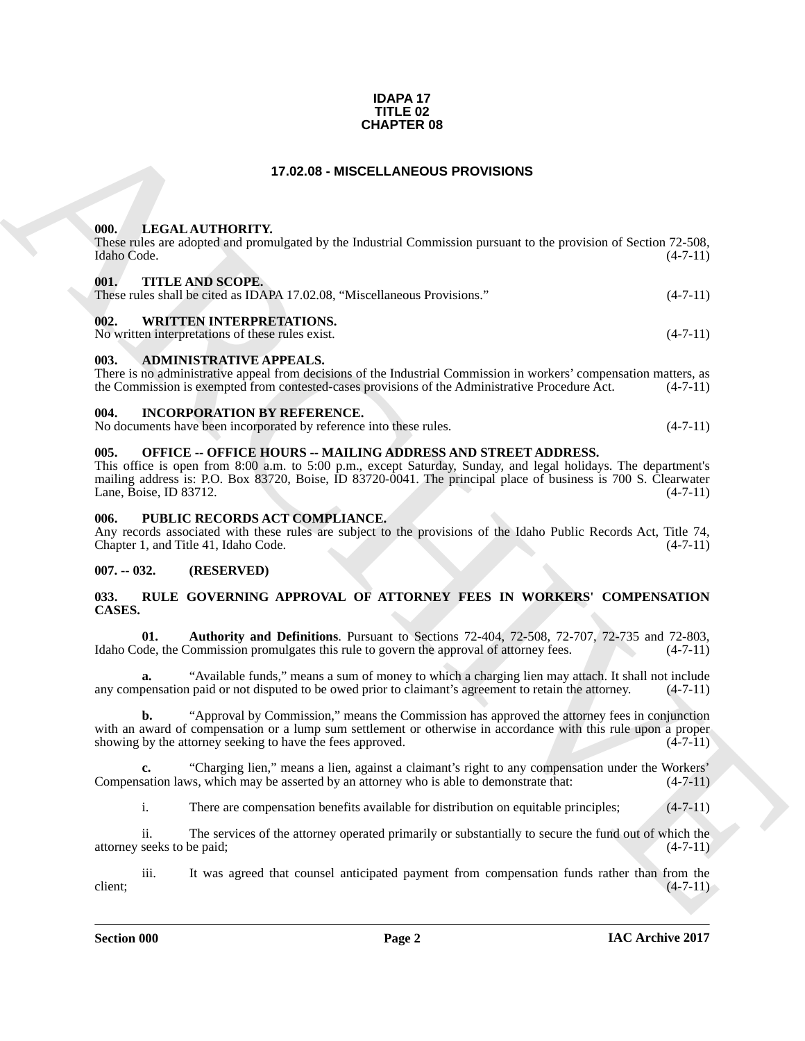**IDAPA 17**
**TITLE 02**
**CHAPTER 08**

## 17.02.08 - MISCELLANEOUS PROVISIONS

### 000. LEGAL AUTHORITY.

These rules are adopted and promulgated by the Industrial Commission pursuant to the provision of Section 72-508, Idaho Code. (4-7-11)

### 001. TITLE AND SCOPE.

These rules shall be cited as IDAPA 17.02.08, "Miscellaneous Provisions." (4-7-11)

### 002. WRITTEN INTERPRETATIONS.

No written interpretations of these rules exist. (4-7-11)

### 003. ADMINISTRATIVE APPEALS.

There is no administrative appeal from decisions of the Industrial Commission in workers' compensation matters, as the Commission is exempted from contested-cases provisions of the Administrative Procedure Act. (4-7-11)

### 004. INCORPORATION BY REFERENCE.

No documents have been incorporated by reference into these rules. (4-7-11)

### 005. OFFICE -- OFFICE HOURS -- MAILING ADDRESS AND STREET ADDRESS.

This office is open from 8:00 a.m. to 5:00 p.m., except Saturday, Sunday, and legal holidays. The department's mailing address is: P.O. Box 83720, Boise, ID 83720-0041. The principal place of business is 700 S. Clearwater Lane, Boise, ID 83712. (4-7-11)

### 006. PUBLIC RECORDS ACT COMPLIANCE.

Any records associated with these rules are subject to the provisions of the Idaho Public Records Act, Title 74, Chapter 1, and Title 41, Idaho Code. (4-7-11)

### 007. -- 032. (RESERVED)

### 033. RULE GOVERNING APPROVAL OF ATTORNEY FEES IN WORKERS' COMPENSATION CASES.

**01. Authority and Definitions**. Pursuant to Sections 72-404, 72-508, 72-707, 72-735 and 72-803, Idaho Code, the Commission promulgates this rule to govern the approval of attorney fees. (4-7-11)

**a.** "Available funds," means a sum of money to which a charging lien may attach. It shall not include any compensation paid or not disputed to be owed prior to claimant's agreement to retain the attorney. (4-7-11)

**b.** "Approval by Commission," means the Commission has approved the attorney fees in conjunction with an award of compensation or a lump sum settlement or otherwise in accordance with this rule upon a proper showing by the attorney seeking to have the fees approved. (4-7-11)

**c.** "Charging lien," means a lien, against a claimant's right to any compensation under the Workers' Compensation laws, which may be asserted by an attorney who is able to demonstrate that: (4-7-11)

i. There are compensation benefits available for distribution on equitable principles; (4-7-11)

ii. The services of the attorney operated primarily or substantially to secure the fund out of which the attorney seeks to be paid; (4-7-11)

iii. It was agreed that counsel anticipated payment from compensation funds rather than from the client; (4-7-11)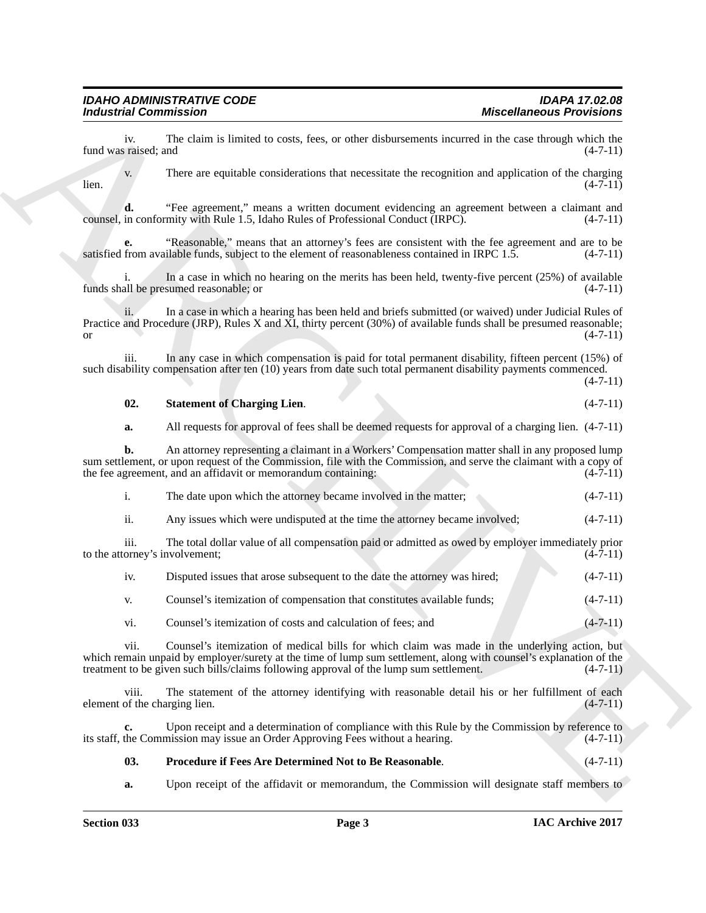iv. The claim is limited to costs, fees, or other disbursements incurred in the case through which the fund was raised; and (4-7-11)

v. There are equitable considerations that necessitate the recognition and application of the charging lien. (4-7-11)

**d.** "Fee agreement," means a written document evidencing an agreement between a claimant and counsel, in conformity with Rule 1.5, Idaho Rules of Professional Conduct (IRPC). (4-7-11)

**e.** "Reasonable," means that an attorney's fees are consistent with the fee agreement and are to be satisfied from available funds, subject to the element of reasonableness contained in IRPC 1.5. (4-7-11)

i. In a case in which no hearing on the merits has been held, twenty-five percent (25%) of available funds shall be presumed reasonable; or (4-7-11)

ii. In a case in which a hearing has been held and briefs submitted (or waived) under Judicial Rules of Practice and Procedure (JRP), Rules X and XI, thirty percent (30%) of available funds shall be presumed reasonable; or (4-7-11)

iii. In any case in which compensation is paid for total permanent disability, fifteen percent (15%) of such disability compensation after ten (10) years from date such total permanent disability payments commenced. (4-7-11)

**02. Statement of Charging Lien**. (4-7-11)

**a.** All requests for approval of fees shall be deemed requests for approval of a charging lien. (4-7-11)

**b.** An attorney representing a claimant in a Workers' Compensation matter shall in any proposed lump sum settlement, or upon request of the Commission, file with the Commission, and serve the claimant with a copy of the fee agreement, and an affidavit or memorandum containing: (4-7-11)

i. The date upon which the attorney became involved in the matter; (4-7-11)

ii. Any issues which were undisputed at the time the attorney became involved; (4-7-11)

iii. The total dollar value of all compensation paid or admitted as owed by employer immediately prior to the attorney's involvement; (4-7-11)

iv. Disputed issues that arose subsequent to the date the attorney was hired; (4-7-11)

v. Counsel's itemization of compensation that constitutes available funds; (4-7-11)

vi. Counsel's itemization of costs and calculation of fees; and (4-7-11)

vii. Counsel's itemization of medical bills for which claim was made in the underlying action, but which remain unpaid by employer/surety at the time of lump sum settlement, along with counsel's explanation of the treatment to be given such bills/claims following approval of the lump sum settlement. (4-7-11)

viii. The statement of the attorney identifying with reasonable detail his or her fulfillment of each element of the charging lien. (4-7-11)

**c.** Upon receipt and a determination of compliance with this Rule by the Commission by reference to its staff, the Commission may issue an Order Approving Fees without a hearing. (4-7-11)

**03. Procedure if Fees Are Determined Not to Be Reasonable**. (4-7-11)

**a.** Upon receipt of the affidavit or memorandum, the Commission will designate staff members to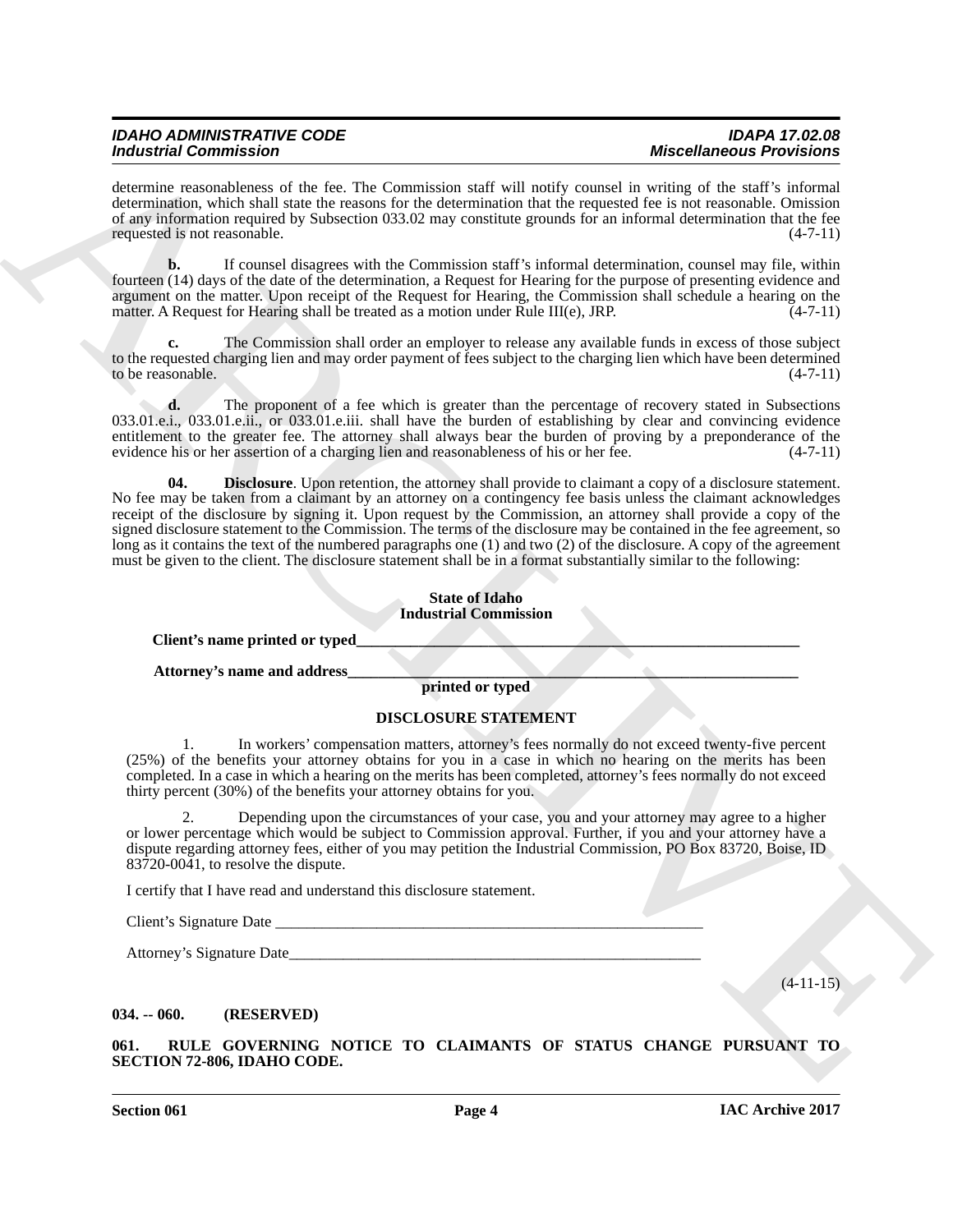determine reasonableness of the fee. The Commission staff will notify counsel in writing of the staff's informal determination, which shall state the reasons for the determination that the requested fee is not reasonable. Omission of any information required by Subsection 033.02 may constitute grounds for an informal determination that the fee requested is not reasonable. (4-7-11)

**b.** If counsel disagrees with the Commission staff's informal determination, counsel may file, within fourteen (14) days of the date of the determination, a Request for Hearing for the purpose of presenting evidence and argument on the matter. Upon receipt of the Request for Hearing, the Commission shall schedule a hearing on the matter. A Request for Hearing shall be treated as a motion under Rule III(e), JRP. (4-7-11)

**c.** The Commission shall order an employer to release any available funds in excess of those subject to the requested charging lien and may order payment of fees subject to the charging lien which have been determined to be reasonable. (4-7-11)

**d.** The proponent of a fee which is greater than the percentage of recovery stated in Subsections 033.01.e.i., 033.01.e.ii., or 033.01.e.iii. shall have the burden of establishing by clear and convincing evidence entitlement to the greater fee. The attorney shall always bear the burden of proving by a preponderance of the evidence his or her assertion of a charging lien and reasonableness of his or her fee. (4-7-11)

**04. Disclosure**. Upon retention, the attorney shall provide to claimant a copy of a disclosure statement. No fee may be taken from a claimant by an attorney on a contingency fee basis unless the claimant acknowledges receipt of the disclosure by signing it. Upon request by the Commission, an attorney shall provide a copy of the signed disclosure statement to the Commission. The terms of the disclosure may be contained in the fee agreement, so long as it contains the text of the numbered paragraphs one (1) and two (2) of the disclosure. A copy of the agreement must be given to the client. The disclosure statement shall be in a format substantially similar to the following:

**State of Idaho**
**Industrial Commission**

**Client's name printed or typed**____________________________________________________________

**Attorney's name and address**____________________________________________________________
**printed or typed**

**DISCLOSURE STATEMENT**

1. In workers' compensation matters, attorney's fees normally do not exceed twenty-five percent (25%) of the benefits your attorney obtains for you in a case in which no hearing on the merits has been completed. In a case in which a hearing on the merits has been completed, attorney's fees normally do not exceed thirty percent (30%) of the benefits your attorney obtains for you.

2. Depending upon the circumstances of your case, you and your attorney may agree to a higher or lower percentage which would be subject to Commission approval. Further, if you and your attorney have a dispute regarding attorney fees, either of you may petition the Industrial Commission, PO Box 83720, Boise, ID 83720-0041, to resolve the dispute.

I certify that I have read and understand this disclosure statement.

Client's Signature Date ____________________________________________________________

Attorney's Signature Date____________________________________________________________

(4-11-15)

**034. -- 060. (RESERVED)**

**061. RULE GOVERNING NOTICE TO CLAIMANTS OF STATUS CHANGE PURSUANT TO SECTION 72-806, IDAHO CODE.**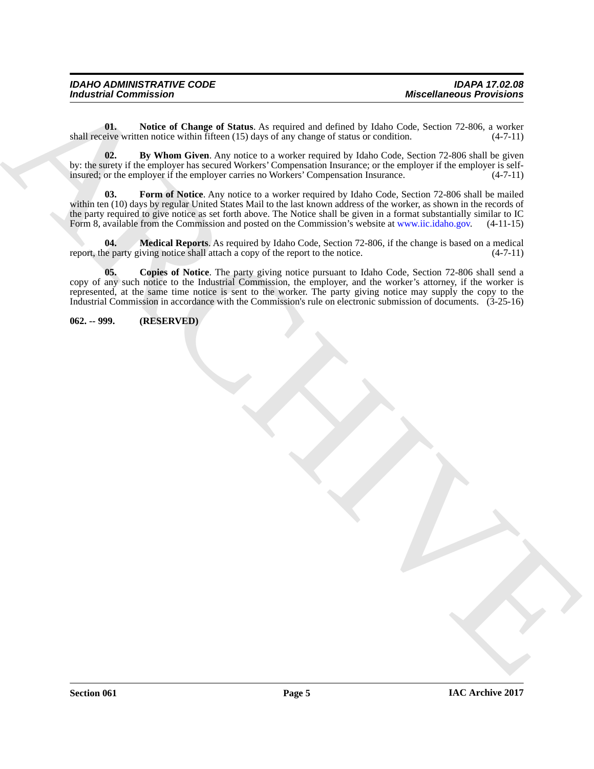**01. Notice of Change of Status**. As required and defined by Idaho Code, Section 72-806, a worker shall receive written notice within fifteen (15) days of any change of status or condition. (4-7-11)

**02. By Whom Given**. Any notice to a worker required by Idaho Code, Section 72-806 shall be given by: the surety if the employer has secured Workers' Compensation Insurance; or the employer if the employer is self-insured; or the employer if the employer carries no Workers' Compensation Insurance. (4-7-11)

**03. Form of Notice**. Any notice to a worker required by Idaho Code, Section 72-806 shall be mailed within ten (10) days by regular United States Mail to the last known address of the worker, as shown in the records of the party required to give notice as set forth above. The Notice shall be given in a format substantially similar to IC Form 8, available from the Commission and posted on the Commission's website at www.iic.idaho.gov. (4-11-15)

**04. Medical Reports**. As required by Idaho Code, Section 72-806, if the change is based on a medical report, the party giving notice shall attach a copy of the report to the notice. (4-7-11)

**05. Copies of Notice**. The party giving notice pursuant to Idaho Code, Section 72-806 shall send a copy of any such notice to the Industrial Commission, the employer, and the worker's attorney, if the worker is represented, at the same time notice is sent to the worker. The party giving notice may supply the copy to the Industrial Commission in accordance with the Commission's rule on electronic submission of documents. (3-25-16)

**062. -- 999. (RESERVED)**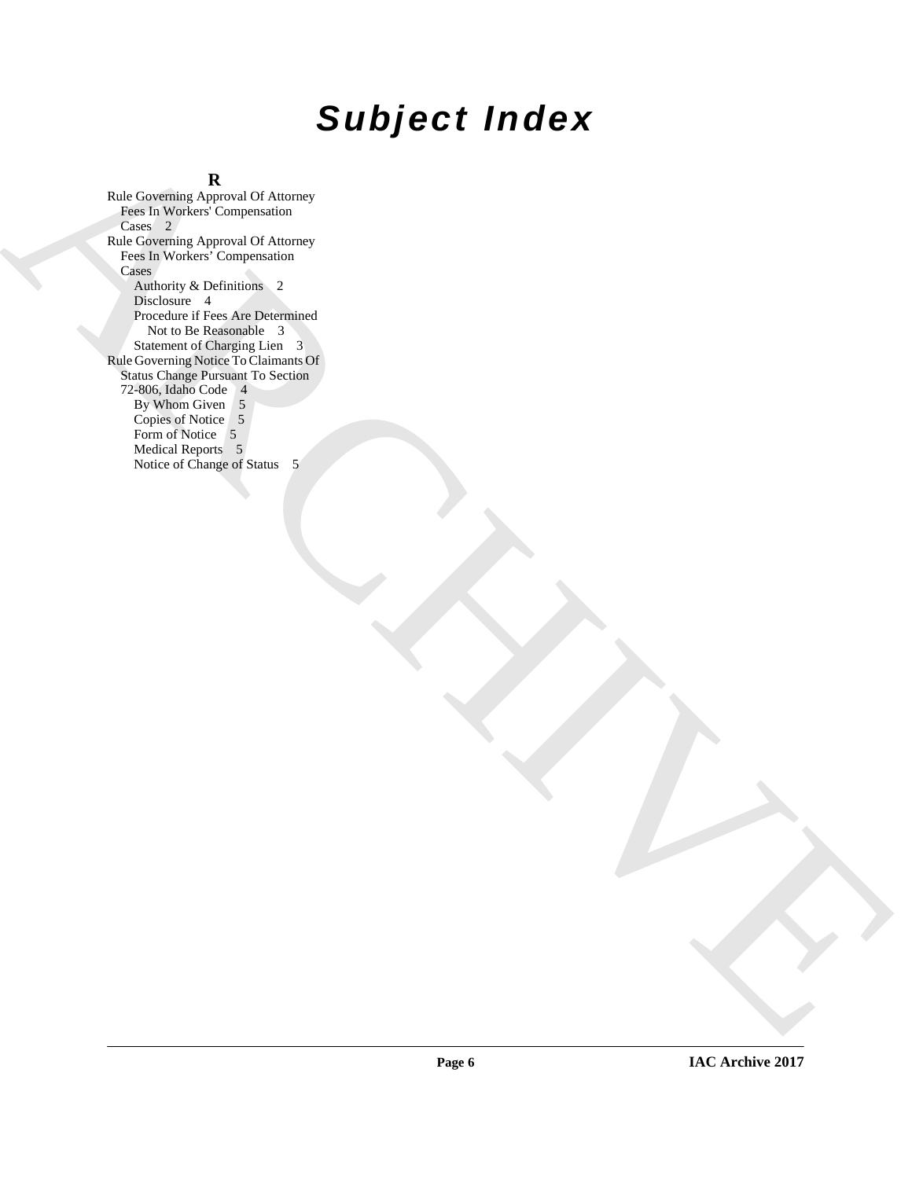# *Subject Index*

## R

Rule Governing Approval Of Attorney Fees In Workers' Compensation Cases 2

Rule Governing Approval Of Attorney Fees In Workers' Compensation Cases

- Authority & Definitions 2
- Disclosure 4
- Procedure if Fees Are Determined Not to Be Reasonable 3
- Statement of Charging Lien 3

Rule Governing Notice To Claimants Of Status Change Pursuant To Section 72-806, Idaho Code 4

- By Whom Given 5
- Copies of Notice 5
- Form of Notice 5
- Medical Reports 5
- Notice of Change of Status 5